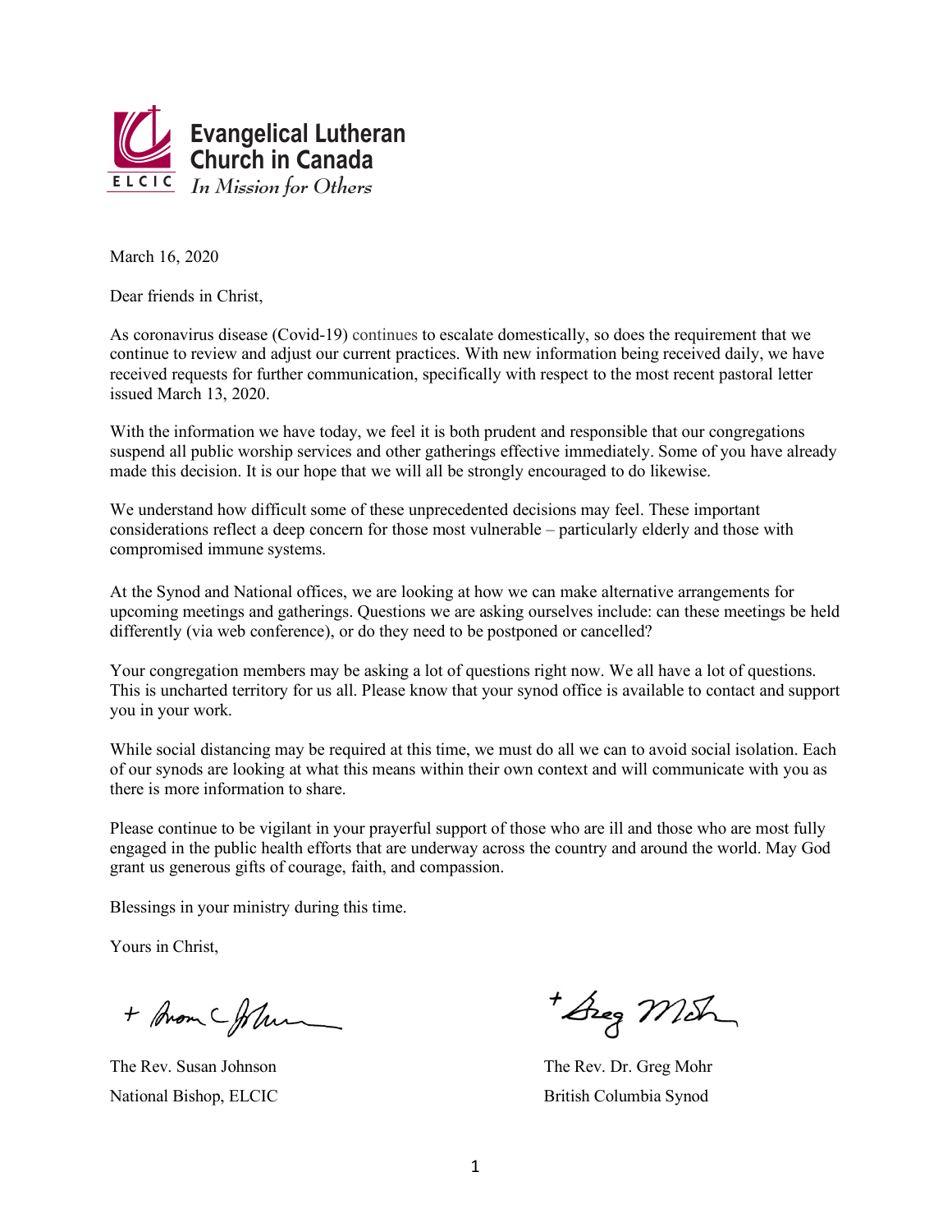**Evangelical Lutheran Church in Canada**
ELCIC *In Mission for Others*

March 16, 2020

Dear friends in Christ,

As coronavirus disease (Covid-19) continues to escalate domestically, so does the requirement that we continue to review and adjust our current practices. With new information being received daily, we have received requests for further communication, specifically with respect to the most recent pastoral letter issued March 13, 2020.

With the information we have today, we feel it is both prudent and responsible that our congregations suspend all public worship services and other gatherings effective immediately. Some of you have already made this decision. It is our hope that we will all be strongly encouraged to do likewise.

We understand how difficult some of these unprecedented decisions may feel. These important considerations reflect a deep concern for those most vulnerable – particularly elderly and those with compromised immune systems.

At the Synod and National offices, we are looking at how we can make alternative arrangements for upcoming meetings and gatherings. Questions we are asking ourselves include: can these meetings be held differently (via web conference), or do they need to be postponed or cancelled?

Your congregation members may be asking a lot of questions right now. We all have a lot of questions. This is uncharted territory for us all. Please know that your synod office is available to contact and support you in your work.

While social distancing may be required at this time, we must do all we can to avoid social isolation. Each of our synods are looking at what this means within their own context and will communicate with you as there is more information to share.

Please continue to be vigilant in your prayerful support of those who are ill and those who are most fully engaged in the public health efforts that are underway across the country and around the world. May God grant us generous gifts of courage, faith, and compassion.

Blessings in your ministry during this time.

Yours in Christ,

The Rev. Susan Johnson
National Bishop, ELCIC

The Rev. Dr. Greg Mohr
British Columbia Synod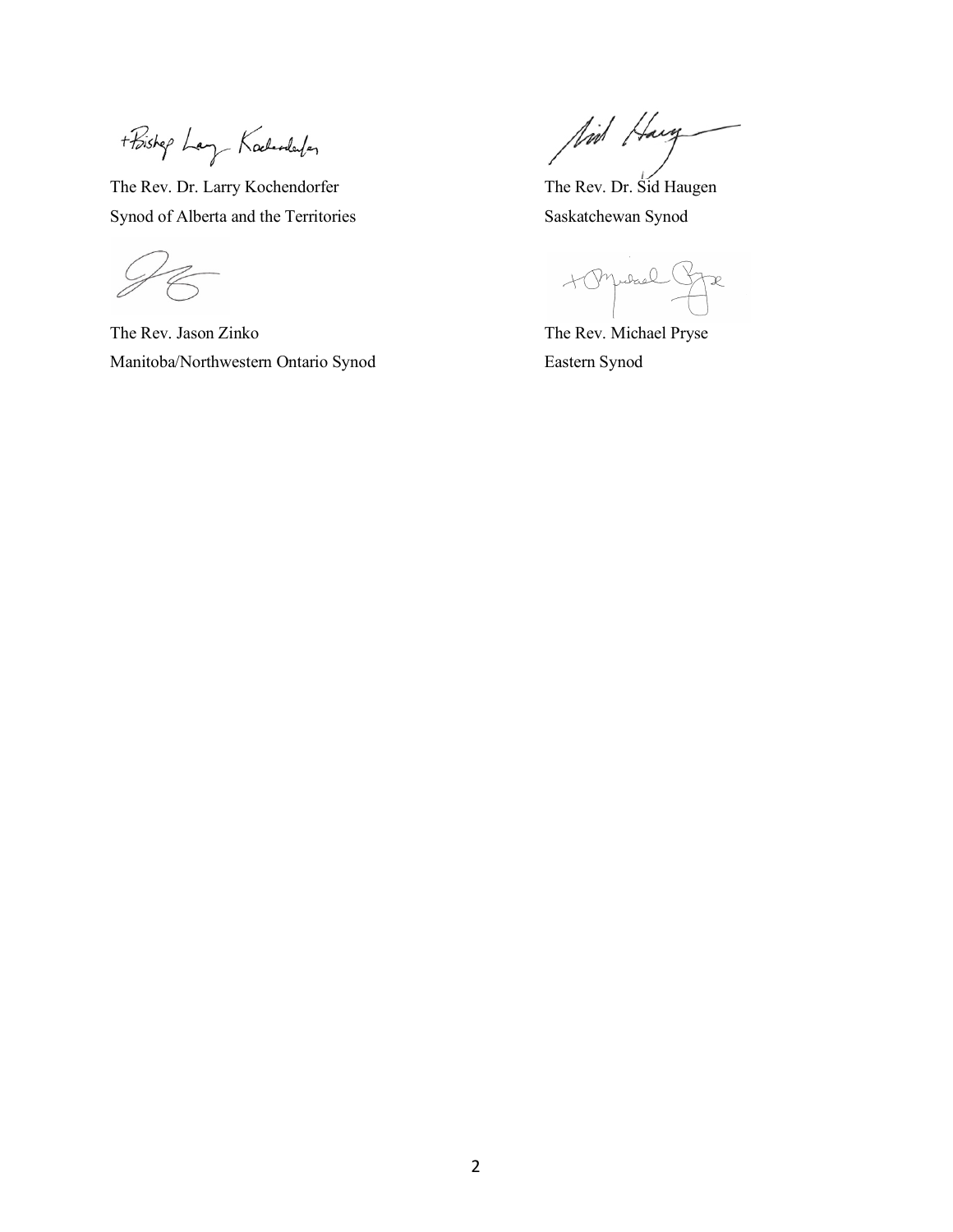+Bishop Larry Kochendorfer

The Rev. Dr. Larry Kochendorfer
Synod of Alberta and the Territories

The Rev. Dr. Sid Haugen
Saskatchewan Synod

The Rev. Jason Zinko
Manitoba/Northwestern Ontario Synod

The Rev. Michael Pryse
Eastern Synod